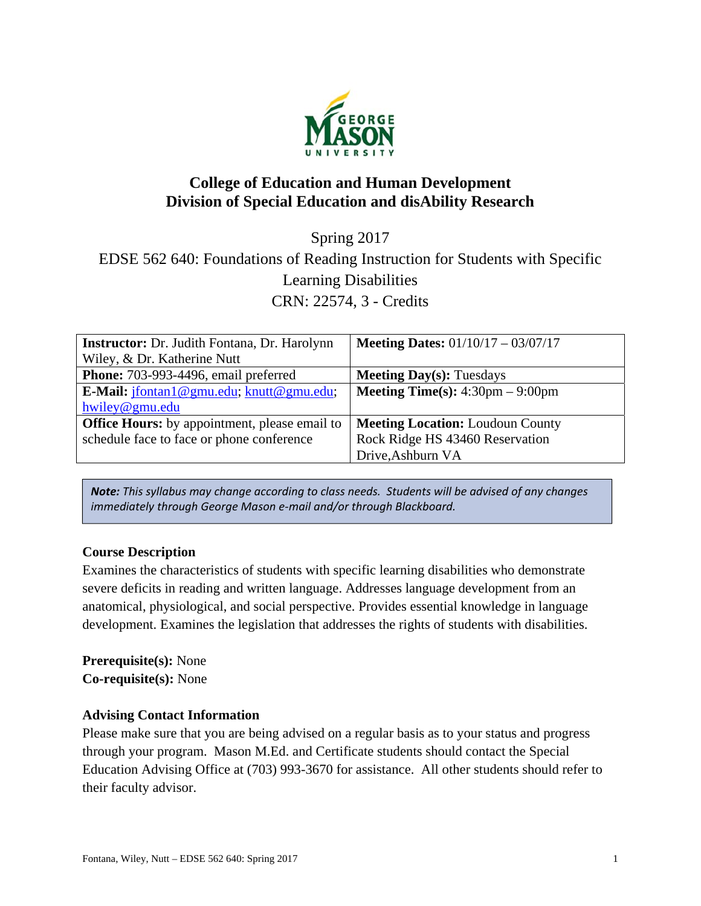# College of Education and Human Development
## Division of Special Education and disAbility Research

Spring 2017

EDSE 562 640: Foundations of Reading Instruction for Students with Specific Learning Disabilities

CRN: 22574, 3 - Credits

| **Instructor:** Dr. Judith Fontana, Dr. Harolynn Wiley, & Dr. Katherine Nutt | **Meeting Dates:** 01/10/17 – 03/07/17 |
|---|---|
| **Phone:** 703-993-4496, email preferred | **Meeting Day(s):** Tuesdays |
| **E-Mail:** jfontan1@gmu.edu; knutt@gmu.edu; hwiley@gmu.edu | **Meeting Time(s):** 4:30pm – 9:00pm |
| **Office Hours:** by appointment, please email to schedule face to face or phone conference | **Meeting Location:** Loudoun County Rock Ridge HS 43460 Reservation Drive,Ashburn VA |

> ***Note:*** *This syllabus may change according to class needs. Students will be advised of any changes immediately through George Mason e-mail and/or through Blackboard.*

**Course Description**

Examines the characteristics of students with specific learning disabilities who demonstrate severe deficits in reading and written language. Addresses language development from an anatomical, physiological, and social perspective. Provides essential knowledge in language development. Examines the legislation that addresses the rights of students with disabilities.

**Prerequisite(s):** None
**Co-requisite(s):** None

**Advising Contact Information**

Please make sure that you are being advised on a regular basis as to your status and progress through your program. Mason M.Ed. and Certificate students should contact the Special Education Advising Office at (703) 993-3670 for assistance. All other students should refer to their faculty advisor.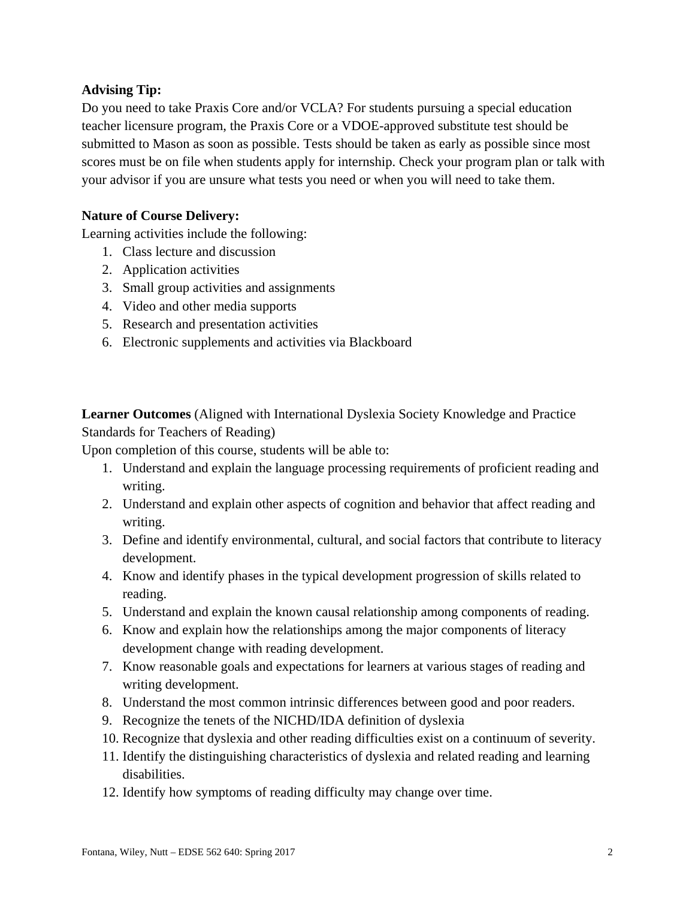**Advising Tip:**

Do you need to take Praxis Core and/or VCLA? For students pursuing a special education teacher licensure program, the Praxis Core or a VDOE-approved substitute test should be submitted to Mason as soon as possible. Tests should be taken as early as possible since most scores must be on file when students apply for internship. Check your program plan or talk with your advisor if you are unsure what tests you need or when you will need to take them.

**Nature of Course Delivery:**

Learning activities include the following:

1. Class lecture and discussion
2. Application activities
3. Small group activities and assignments
4. Video and other media supports
5. Research and presentation activities
6. Electronic supplements and activities via Blackboard

**Learner Outcomes** (Aligned with International Dyslexia Society Knowledge and Practice Standards for Teachers of Reading)

Upon completion of this course, students will be able to:

1. Understand and explain the language processing requirements of proficient reading and writing.
2. Understand and explain other aspects of cognition and behavior that affect reading and writing.
3. Define and identify environmental, cultural, and social factors that contribute to literacy development.
4. Know and identify phases in the typical development progression of skills related to reading.
5. Understand and explain the known causal relationship among components of reading.
6. Know and explain how the relationships among the major components of literacy development change with reading development.
7. Know reasonable goals and expectations for learners at various stages of reading and writing development.
8. Understand the most common intrinsic differences between good and poor readers.
9. Recognize the tenets of the NICHD/IDA definition of dyslexia
10. Recognize that dyslexia and other reading difficulties exist on a continuum of severity.
11. Identify the distinguishing characteristics of dyslexia and related reading and learning disabilities.
12. Identify how symptoms of reading difficulty may change over time.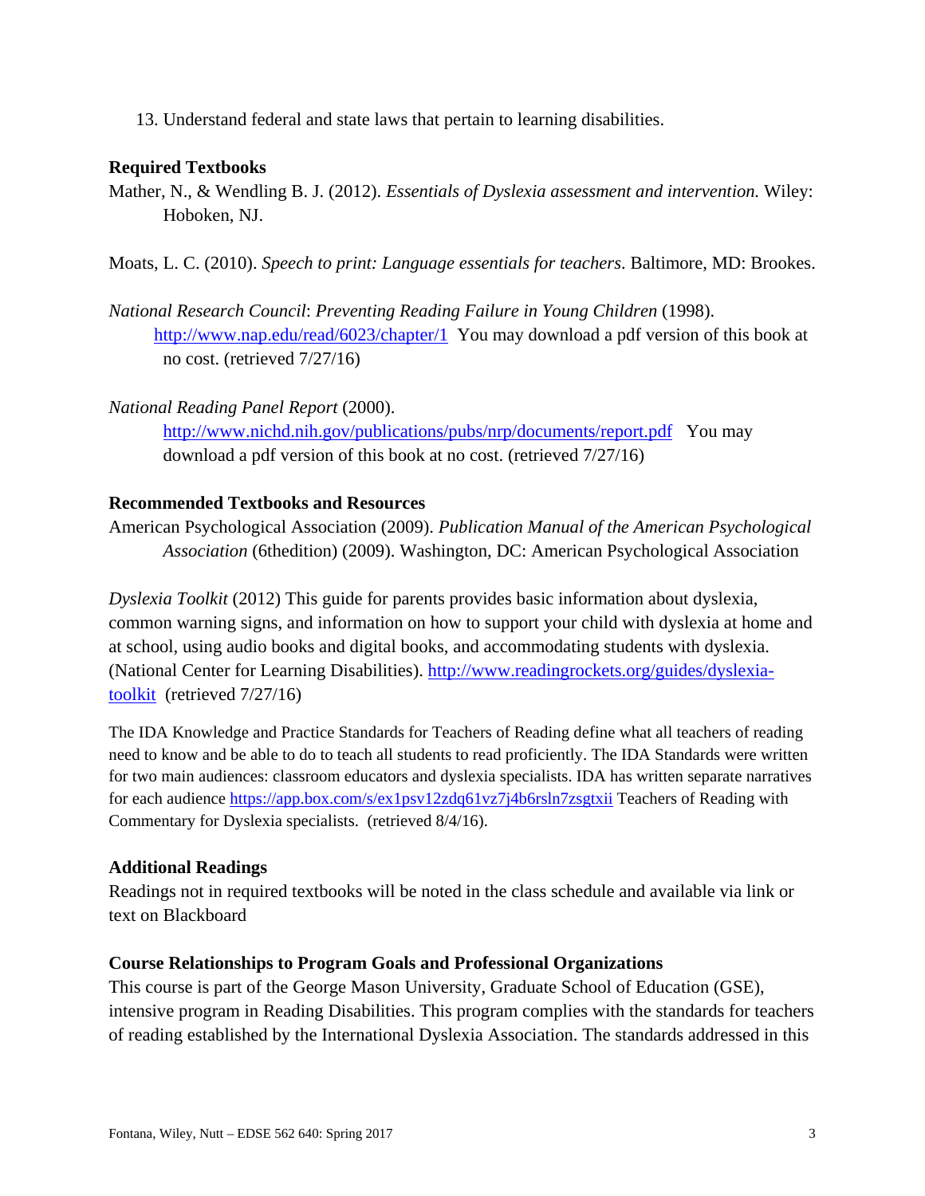13. Understand federal and state laws that pertain to learning disabilities.

**Required Textbooks**

Mather, N., & Wendling B. J. (2012). *Essentials of Dyslexia assessment and intervention.* Wiley: Hoboken, NJ.

Moats, L. C. (2010). *Speech to print: Language essentials for teachers*. Baltimore, MD: Brookes.

*National Research Council*: *Preventing Reading Failure in Young Children* (1998). http://www.nap.edu/read/6023/chapter/1 You may download a pdf version of this book at no cost. (retrieved 7/27/16)

*National Reading Panel Report* (2000). http://www.nichd.nih.gov/publications/pubs/nrp/documents/report.pdf You may download a pdf version of this book at no cost. (retrieved 7/27/16)

**Recommended Textbooks and Resources**

American Psychological Association (2009). *Publication Manual of the American Psychological Association* (6thedition) (2009). Washington, DC: American Psychological Association

*Dyslexia Toolkit* (2012) This guide for parents provides basic information about dyslexia, common warning signs, and information on how to support your child with dyslexia at home and at school, using audio books and digital books, and accommodating students with dyslexia. (National Center for Learning Disabilities). http://www.readingrockets.org/guides/dyslexia-toolkit (retrieved 7/27/16)

The IDA Knowledge and Practice Standards for Teachers of Reading define what all teachers of reading need to know and be able to do to teach all students to read proficiently. The IDA Standards were written for two main audiences: classroom educators and dyslexia specialists. IDA has written separate narratives for each audience https://app.box.com/s/ex1psv12zdq61vz7j4b6rsln7zsgtxii Teachers of Reading with Commentary for Dyslexia specialists. (retrieved 8/4/16).

**Additional Readings**

Readings not in required textbooks will be noted in the class schedule and available via link or text on Blackboard

**Course Relationships to Program Goals and Professional Organizations**

This course is part of the George Mason University, Graduate School of Education (GSE), intensive program in Reading Disabilities. This program complies with the standards for teachers of reading established by the International Dyslexia Association. The standards addressed in this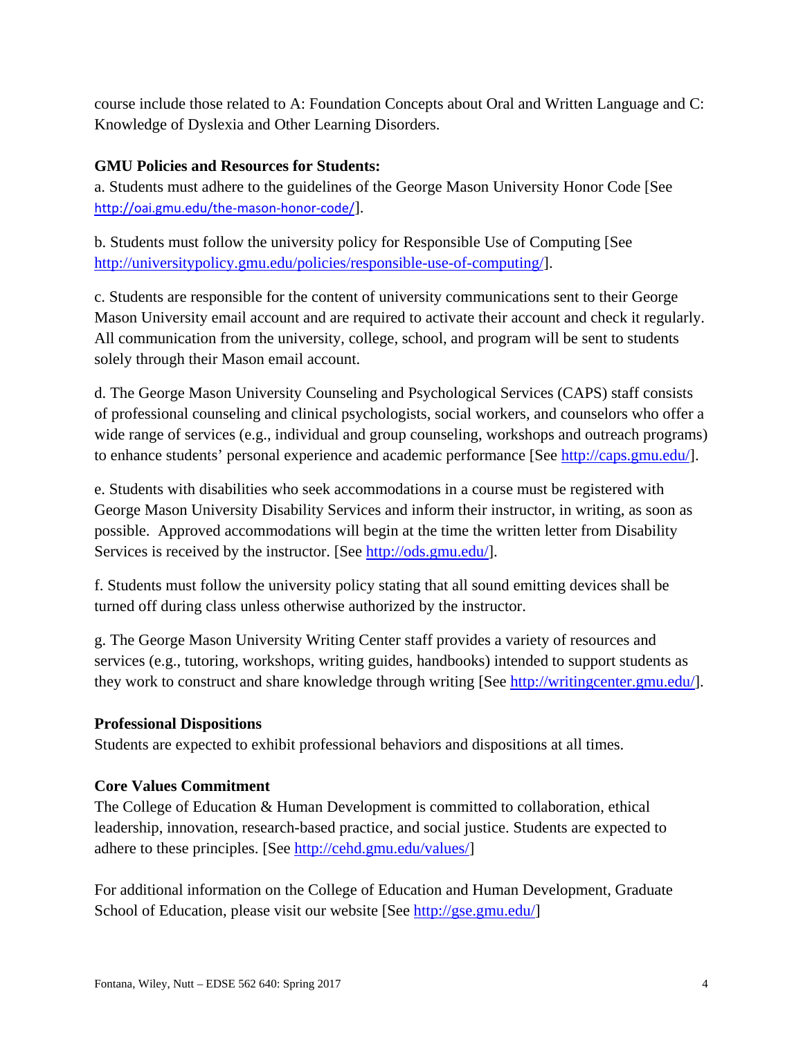course include those related to A: Foundation Concepts about Oral and Written Language and C: Knowledge of Dyslexia and Other Learning Disorders.

**GMU Policies and Resources for Students:**

a. Students must adhere to the guidelines of the George Mason University Honor Code [See http://oai.gmu.edu/the-mason-honor-code/].

b. Students must follow the university policy for Responsible Use of Computing [See http://universitypolicy.gmu.edu/policies/responsible-use-of-computing/].

c. Students are responsible for the content of university communications sent to their George Mason University email account and are required to activate their account and check it regularly. All communication from the university, college, school, and program will be sent to students solely through their Mason email account.

d. The George Mason University Counseling and Psychological Services (CAPS) staff consists of professional counseling and clinical psychologists, social workers, and counselors who offer a wide range of services (e.g., individual and group counseling, workshops and outreach programs) to enhance students' personal experience and academic performance [See http://caps.gmu.edu/].

e. Students with disabilities who seek accommodations in a course must be registered with George Mason University Disability Services and inform their instructor, in writing, as soon as possible. Approved accommodations will begin at the time the written letter from Disability Services is received by the instructor. [See http://ods.gmu.edu/].

f. Students must follow the university policy stating that all sound emitting devices shall be turned off during class unless otherwise authorized by the instructor.

g. The George Mason University Writing Center staff provides a variety of resources and services (e.g., tutoring, workshops, writing guides, handbooks) intended to support students as they work to construct and share knowledge through writing [See http://writingcenter.gmu.edu/].

**Professional Dispositions**

Students are expected to exhibit professional behaviors and dispositions at all times.

**Core Values Commitment**

The College of Education & Human Development is committed to collaboration, ethical leadership, innovation, research-based practice, and social justice. Students are expected to adhere to these principles. [See http://cehd.gmu.edu/values/]

For additional information on the College of Education and Human Development, Graduate School of Education, please visit our website [See http://gse.gmu.edu/]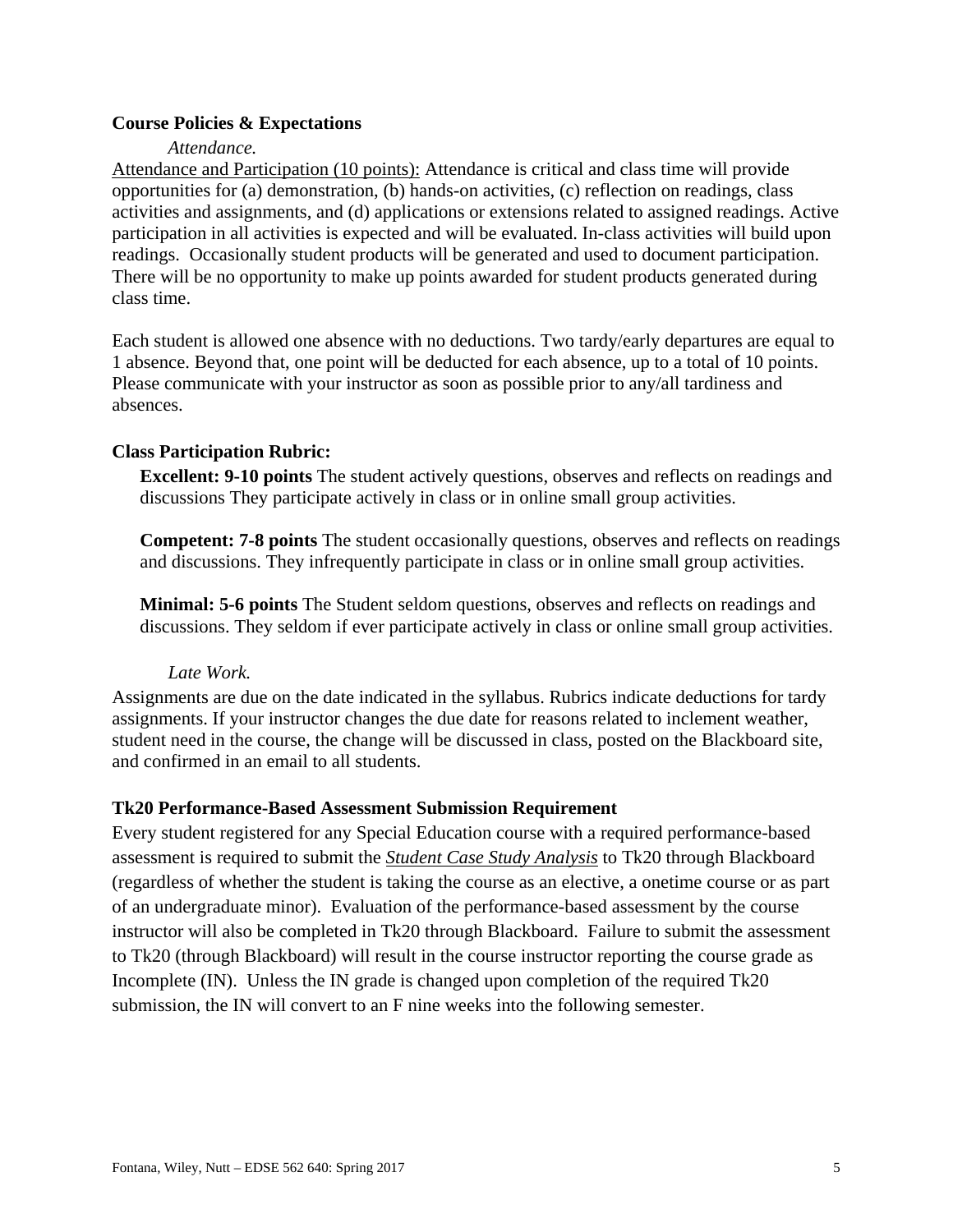**Course Policies & Expectations**

*Attendance.*

Attendance and Participation (10 points): Attendance is critical and class time will provide opportunities for (a) demonstration, (b) hands-on activities, (c) reflection on readings, class activities and assignments, and (d) applications or extensions related to assigned readings. Active participation in all activities is expected and will be evaluated. In-class activities will build upon readings. Occasionally student products will be generated and used to document participation. There will be no opportunity to make up points awarded for student products generated during class time.

Each student is allowed one absence with no deductions. Two tardy/early departures are equal to 1 absence. Beyond that, one point will be deducted for each absence, up to a total of 10 points. Please communicate with your instructor as soon as possible prior to any/all tardiness and absences.

**Class Participation Rubric:**

**Excellent: 9-10 points** The student actively questions, observes and reflects on readings and discussions They participate actively in class or in online small group activities.

**Competent: 7-8 points** The student occasionally questions, observes and reflects on readings and discussions. They infrequently participate in class or in online small group activities.

**Minimal: 5-6 points** The Student seldom questions, observes and reflects on readings and discussions. They seldom if ever participate actively in class or online small group activities.

*Late Work.*

Assignments are due on the date indicated in the syllabus. Rubrics indicate deductions for tardy assignments. If your instructor changes the due date for reasons related to inclement weather, student need in the course, the change will be discussed in class, posted on the Blackboard site, and confirmed in an email to all students.

**Tk20 Performance-Based Assessment Submission Requirement**

Every student registered for any Special Education course with a required performance-based assessment is required to submit the ***Student Case Study Analysis*** to Tk20 through Blackboard (regardless of whether the student is taking the course as an elective, a onetime course or as part of an undergraduate minor). Evaluation of the performance-based assessment by the course instructor will also be completed in Tk20 through Blackboard. Failure to submit the assessment to Tk20 (through Blackboard) will result in the course instructor reporting the course grade as Incomplete (IN). Unless the IN grade is changed upon completion of the required Tk20 submission, the IN will convert to an F nine weeks into the following semester.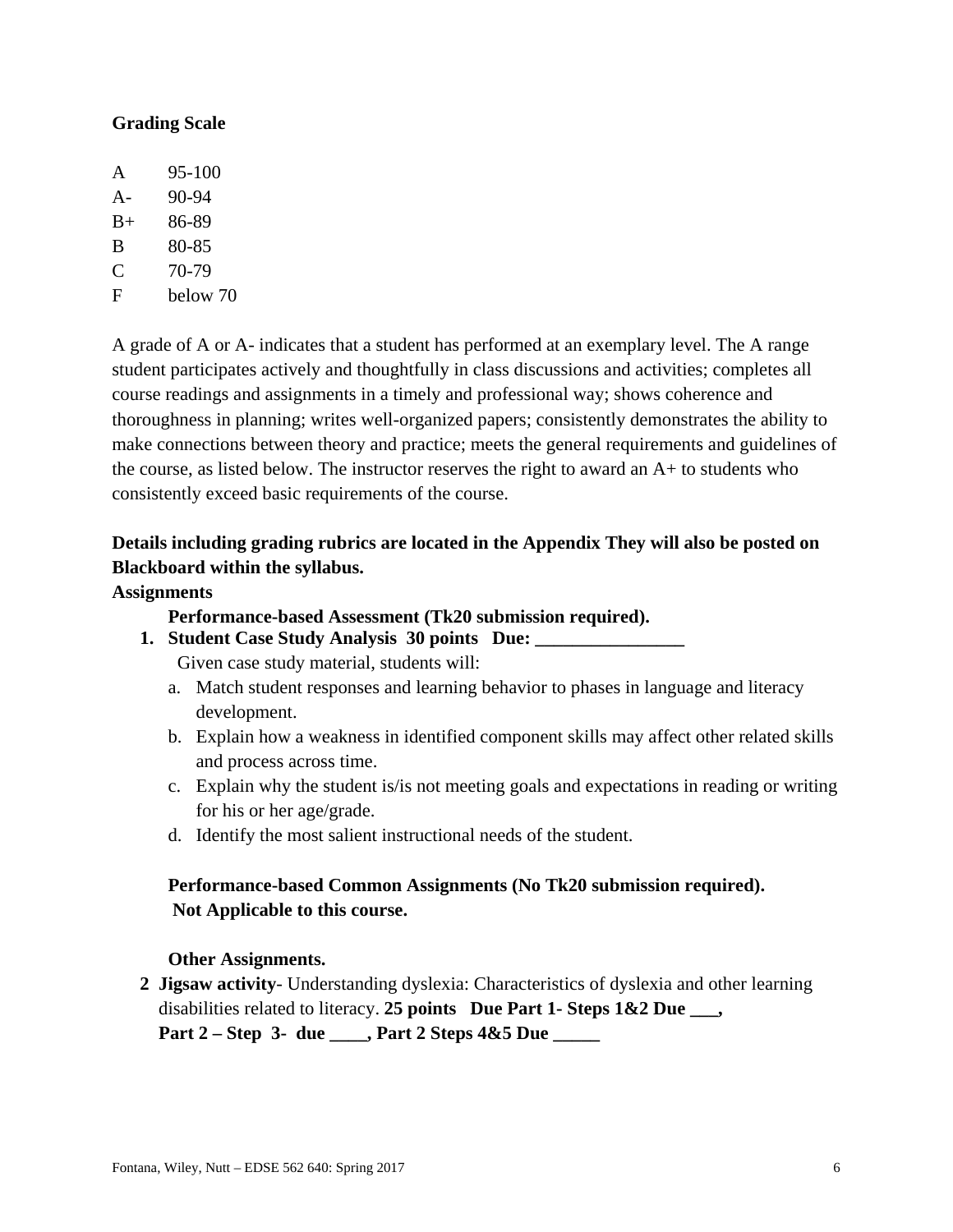**Grading Scale**

| | |
|---|---|
| A | 95-100 |
| A- | 90-94 |
| B+ | 86-89 |
| B | 80-85 |
| C | 70-79 |
| F | below 70 |

A grade of A or A- indicates that a student has performed at an exemplary level. The A range student participates actively and thoughtfully in class discussions and activities; completes all course readings and assignments in a timely and professional way; shows coherence and thoroughness in planning; writes well-organized papers; consistently demonstrates the ability to make connections between theory and practice; meets the general requirements and guidelines of the course, as listed below. The instructor reserves the right to award an A+ to students who consistently exceed basic requirements of the course.

**Details including grading rubrics are located in the Appendix They will also be posted on Blackboard within the syllabus.**

**Assignments**

**Performance-based Assessment (Tk20 submission required).**

1. **Student Case Study Analysis 30 points Due: ________________**

   Given case study material, students will:

   a. Match student responses and learning behavior to phases in language and literacy development.
   b. Explain how a weakness in identified component skills may affect other related skills and process across time.
   c. Explain why the student is/is not meeting goals and expectations in reading or writing for his or her age/grade.
   d. Identify the most salient instructional needs of the student.

**Performance-based Common Assignments (No Tk20 submission required).**
**Not Applicable to this course.**

**Other Assignments.**

2. **Jigsaw activity**- Understanding dyslexia: Characteristics of dyslexia and other learning disabilities related to literacy. **25 points Due Part 1- Steps 1&2 Due ___, Part 2 – Step 3- due ____, Part 2 Steps 4&5 Due _____**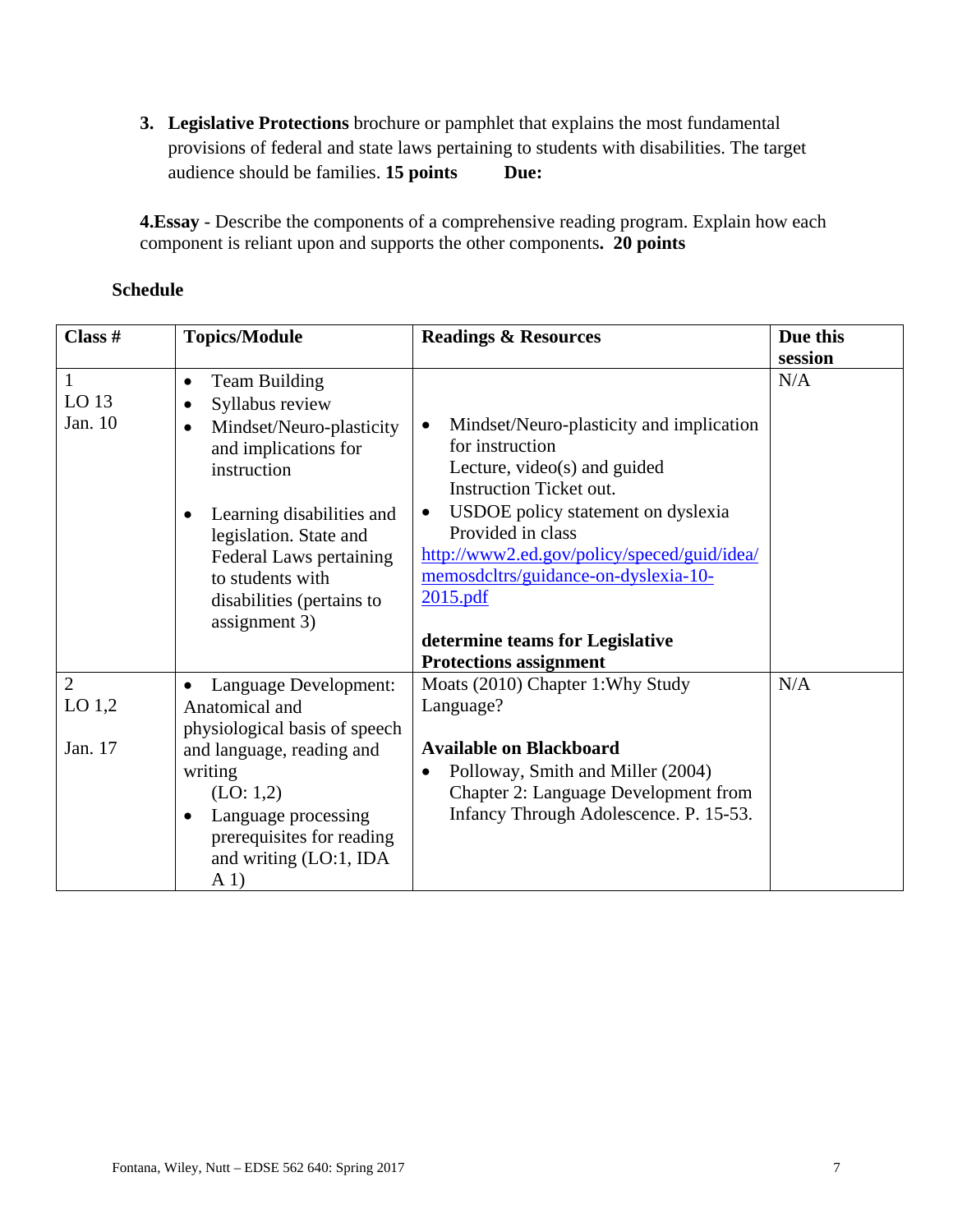3. **Legislative Protections** brochure or pamphlet that explains the most fundamental provisions of federal and state laws pertaining to students with disabilities. The target audience should be families. **15 points** **Due:**

**4.Essay** - Describe the components of a comprehensive reading program. Explain how each component is reliant upon and supports the other components**. 20 points**

**Schedule**

| **Class #** | **Topics/Module** | **Readings & Resources** | **Due this session** |
|---|---|---|---|
| 1<br>LO 13<br>Jan. 10 | • Team Building<br>• Syllabus review<br>• Mindset/Neuro-plasticity and implications for instruction<br><br>• Learning disabilities and legislation. State and Federal Laws pertaining to students with disabilities (pertains to assignment 3) | • Mindset/Neuro-plasticity and implication for instruction<br>Lecture, video(s) and guided Instruction Ticket out.<br>• USDOE policy statement on dyslexia Provided in class<br>http://www2.ed.gov/policy/speced/guid/idea/memosdcltrs/guidance-on-dyslexia-10-2015.pdf<br><br>**determine teams for Legislative Protections assignment** | N/A |
| 2<br>LO 1,2<br><br>Jan. 17 | • Language Development: Anatomical and physiological basis of speech and language, reading and writing (LO: 1,2)<br>• Language processing prerequisites for reading and writing (LO:1, IDA A 1) | Moats (2010) Chapter 1:Why Study Language?<br><br>**Available on Blackboard**<br>• Polloway, Smith and Miller (2004) Chapter 2: Language Development from Infancy Through Adolescence. P. 15-53. | N/A |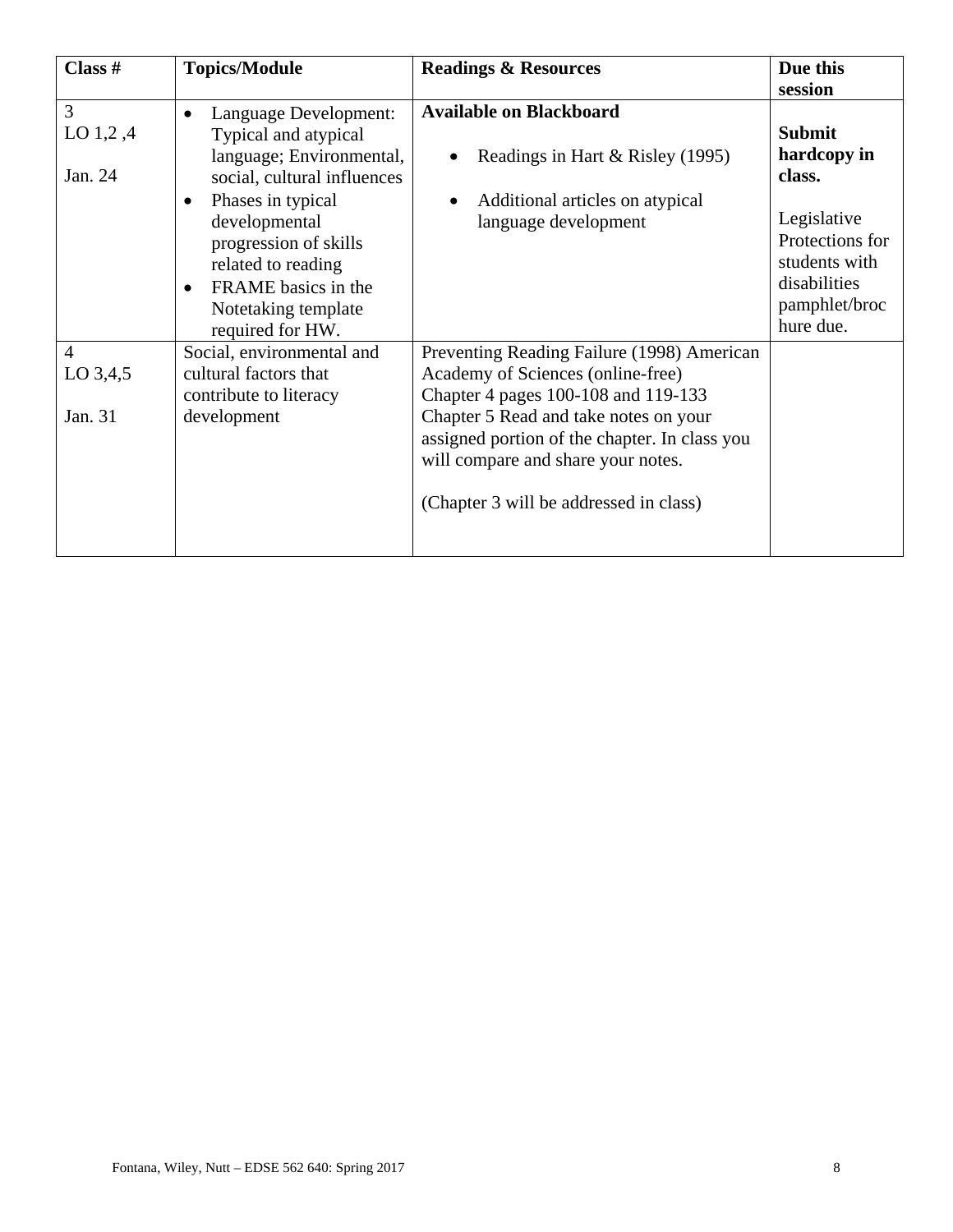| Class # | Topics/Module | Readings & Resources | Due this session |
|---|---|---|---|
| 3<br>LO 1,2 ,4<br><br>Jan. 24 | • Language Development: Typical and atypical language; Environmental, social, cultural influences<br>• Phases in typical developmental progression of skills related to reading<br>• FRAME basics in the Notetaking template required for HW. | **Available on Blackboard**<br><br>• Readings in Hart & Risley (1995)<br><br>• Additional articles on atypical language development | **Submit hardcopy in class.**<br><br>Legislative Protections for students with disabilities pamphlet/brochure due. |
| 4<br>LO 3,4,5<br><br>Jan. 31 | Social, environmental and cultural factors that contribute to literacy development | Preventing Reading Failure (1998) American Academy of Sciences (online-free)<br>Chapter 4 pages 100-108 and 119-133<br>Chapter 5 Read and take notes on your assigned portion of the chapter. In class you will compare and share your notes.<br><br>(Chapter 3 will be addressed in class) | |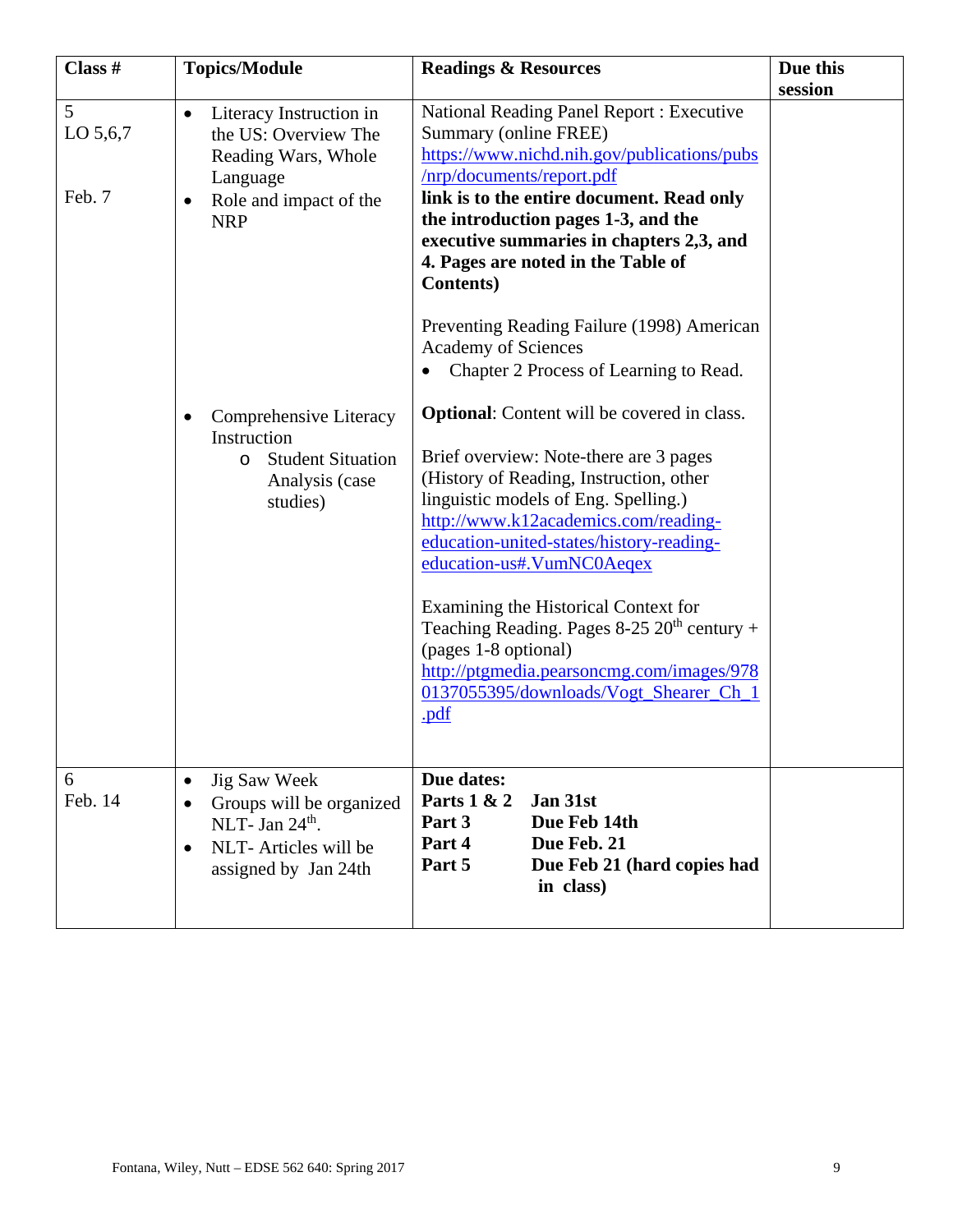| Class # | Topics/Module | Readings & Resources | Due this session |
|---|---|---|---|
| 5<br>LO 5,6,7<br><br>Feb. 7 | • Literacy Instruction in the US: Overview The Reading Wars, Whole Language<br>• Role and impact of the NRP<br><br>• Comprehensive Literacy Instruction<br>  o Student Situation Analysis (case studies) | National Reading Panel Report : Executive Summary (online FREE) https://www.nichd.nih.gov/publications/pubs/nrp/documents/report.pdf<br>**link is to the entire document. Read only the introduction pages 1-3, and the executive summaries in chapters 2,3, and 4. Pages are noted in the Table of Contents)**<br><br>Preventing Reading Failure (1998) American Academy of Sciences<br>• Chapter 2 Process of Learning to Read.<br><br>**Optional**: Content will be covered in class.<br><br>Brief overview: Note-there are 3 pages (History of Reading, Instruction, other linguistic models of Eng. Spelling.) http://www.k12academics.com/reading-education-united-states/history-reading-education-us#.VumNC0Aeqex<br><br>Examining the Historical Context for Teaching Reading. Pages 8-25 20th century + (pages 1-8 optional) http://ptgmedia.pearsoncmg.com/images/9780137055395/downloads/Vogt_Shearer_Ch_1.pdf | |
| 6<br>Feb. 14 | • Jig Saw Week<br>• Groups will be organized NLT- Jan 24th.<br>• NLT- Articles will be assigned by Jan 24th | **Due dates:**<br>**Parts 1 & 2 Jan 31st**<br>**Part 3 Due Feb 14th**<br>**Part 4 Due Feb. 21**<br>**Part 5 Due Feb 21 (hard copies had in class)** | |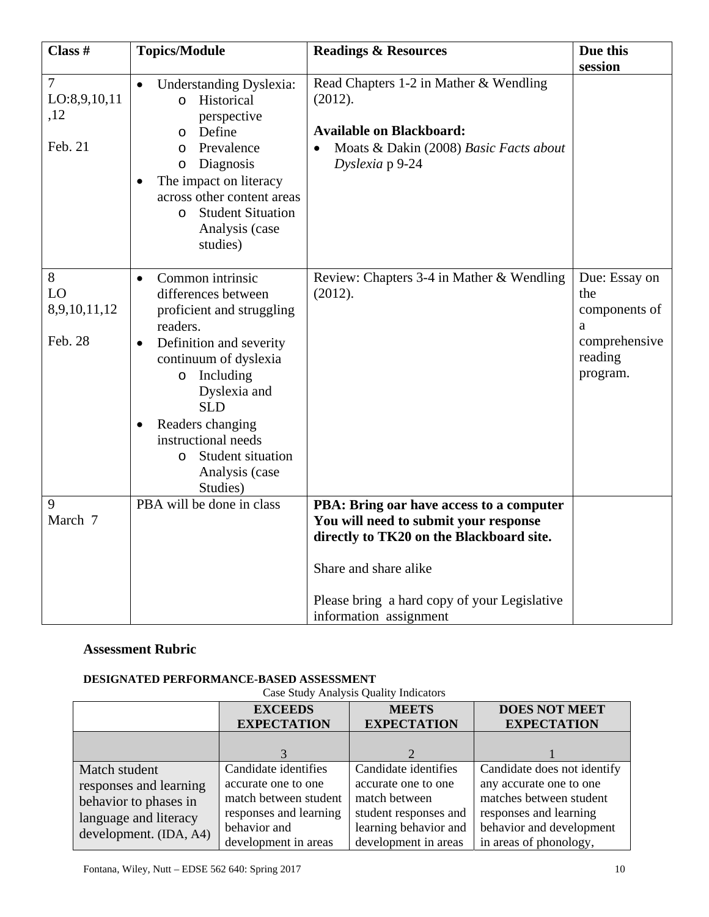| Class # | Topics/Module | Readings & Resources | Due this session |
|---|---|---|---|
| 7<br>LO:8,9,10,11,12<br><br>Feb. 21 | • Understanding Dyslexia:<br>  o Historical perspective<br>  o Define<br>  o Prevalence<br>  o Diagnosis<br>• The impact on literacy across other content areas<br>  o Student Situation Analysis (case studies) | Read Chapters 1-2 in Mather & Wendling (2012).<br><br>**Available on Blackboard:**<br>• Moats & Dakin (2008) *Basic Facts about Dyslexia* p 9-24 | |
| 8<br>LO 8,9,10,11,12<br><br>Feb. 28 | • Common intrinsic differences between proficient and struggling readers.<br>• Definition and severity continuum of dyslexia<br>  o Including Dyslexia and SLD<br>• Readers changing instructional needs<br>  o Student situation Analysis (case Studies) | Review: Chapters 3-4 in Mather & Wendling (2012). | Due: Essay on the components of a comprehensive reading program. |
| 9<br>March 7 | PBA will be done in class | **PBA: Bring oar have access to a computer You will need to submit your response directly to TK20 on the Blackboard site.**<br><br>Share and share alike<br><br>Please bring a hard copy of your Legislative information assignment | |

### Assessment Rubric

#### DESIGNATED PERFORMANCE-BASED ASSESSMENT

Case Study Analysis Quality Indicators

| | EXCEEDS EXPECTATION | MEETS EXPECTATION | DOES NOT MEET EXPECTATION |
|---|---|---|---|
| | 3 | 2 | 1 |
| Match student responses and learning behavior to phases in language and literacy development. (IDA, A4) | Candidate identifies accurate one to one match between student responses and learning behavior and development in areas | Candidate identifies accurate one to one match between student responses and learning behavior and development in areas | Candidate does not identify any accurate one to one matches between student responses and learning behavior and development in areas of phonology, |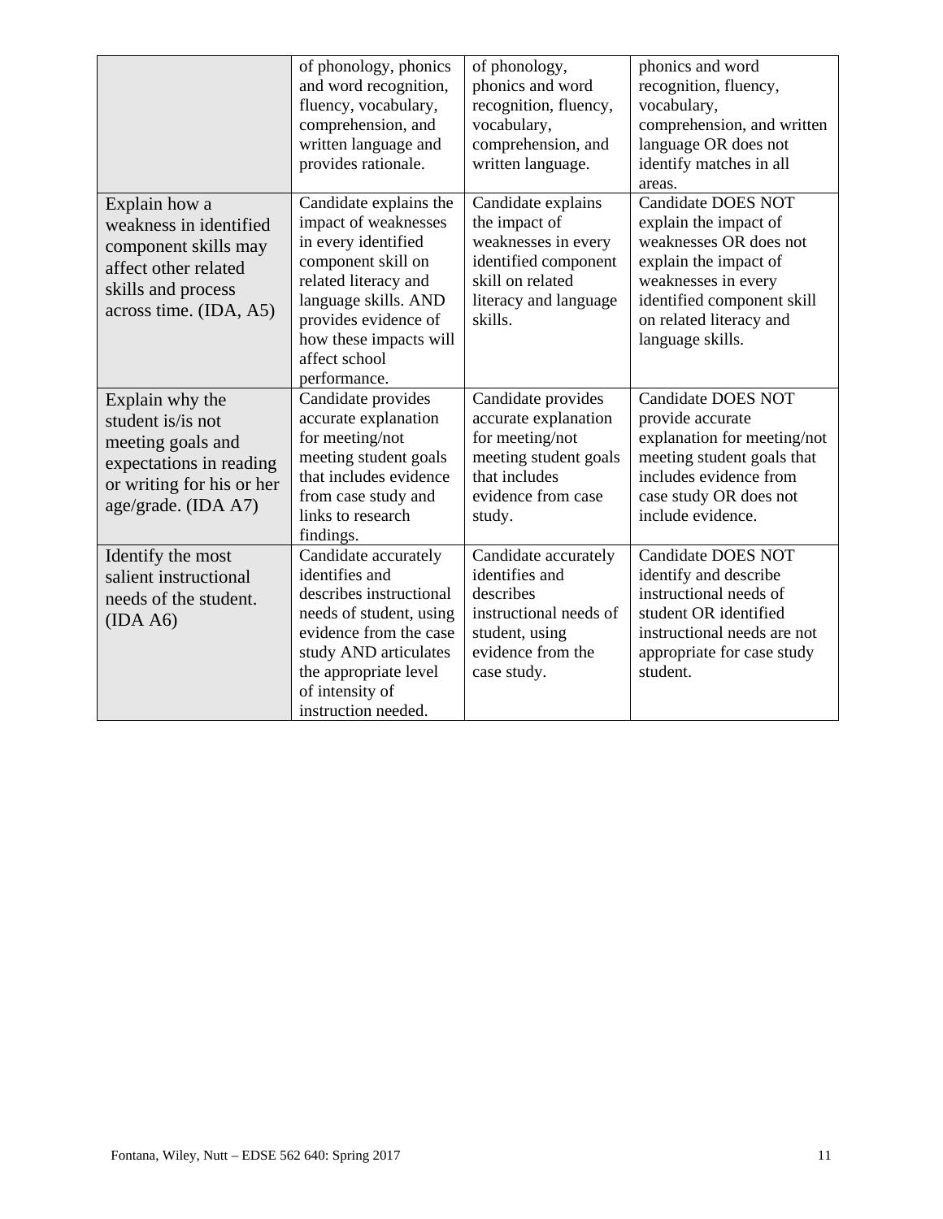| | | | |
|---|---|---|---|
| | of phonology, phonics and word recognition, fluency, vocabulary, comprehension, and written language and provides rationale. | of phonology, phonics and word recognition, fluency, vocabulary, comprehension, and written language. | phonics and word recognition, fluency, vocabulary, comprehension, and written language OR does not identify matches in all areas. |
| Explain how a weakness in identified component skills may affect other related skills and process across time. (IDA, A5) | Candidate explains the impact of weaknesses in every identified component skill on related literacy and language skills. AND provides evidence of how these impacts will affect school performance. | Candidate explains the impact of weaknesses in every identified component skill on related literacy and language skills. | Candidate DOES NOT explain the impact of weaknesses OR does not explain the impact of weaknesses in every identified component skill on related literacy and language skills. |
| Explain why the student is/is not meeting goals and expectations in reading or writing for his or her age/grade. (IDA A7) | Candidate provides accurate explanation for meeting/not meeting student goals that includes evidence from case study and links to research findings. | Candidate provides accurate explanation for meeting/not meeting student goals that includes evidence from case study. | Candidate DOES NOT provide accurate explanation for meeting/not meeting student goals that includes evidence from case study OR does not include evidence. |
| Identify the most salient instructional needs of the student. (IDA A6) | Candidate accurately identifies and describes instructional needs of student, using evidence from the case study AND articulates the appropriate level of intensity of instruction needed. | Candidate accurately identifies and describes instructional needs of student, using evidence from the case study. | Candidate DOES NOT identify and describe instructional needs of student OR identified instructional needs are not appropriate for case study student. |